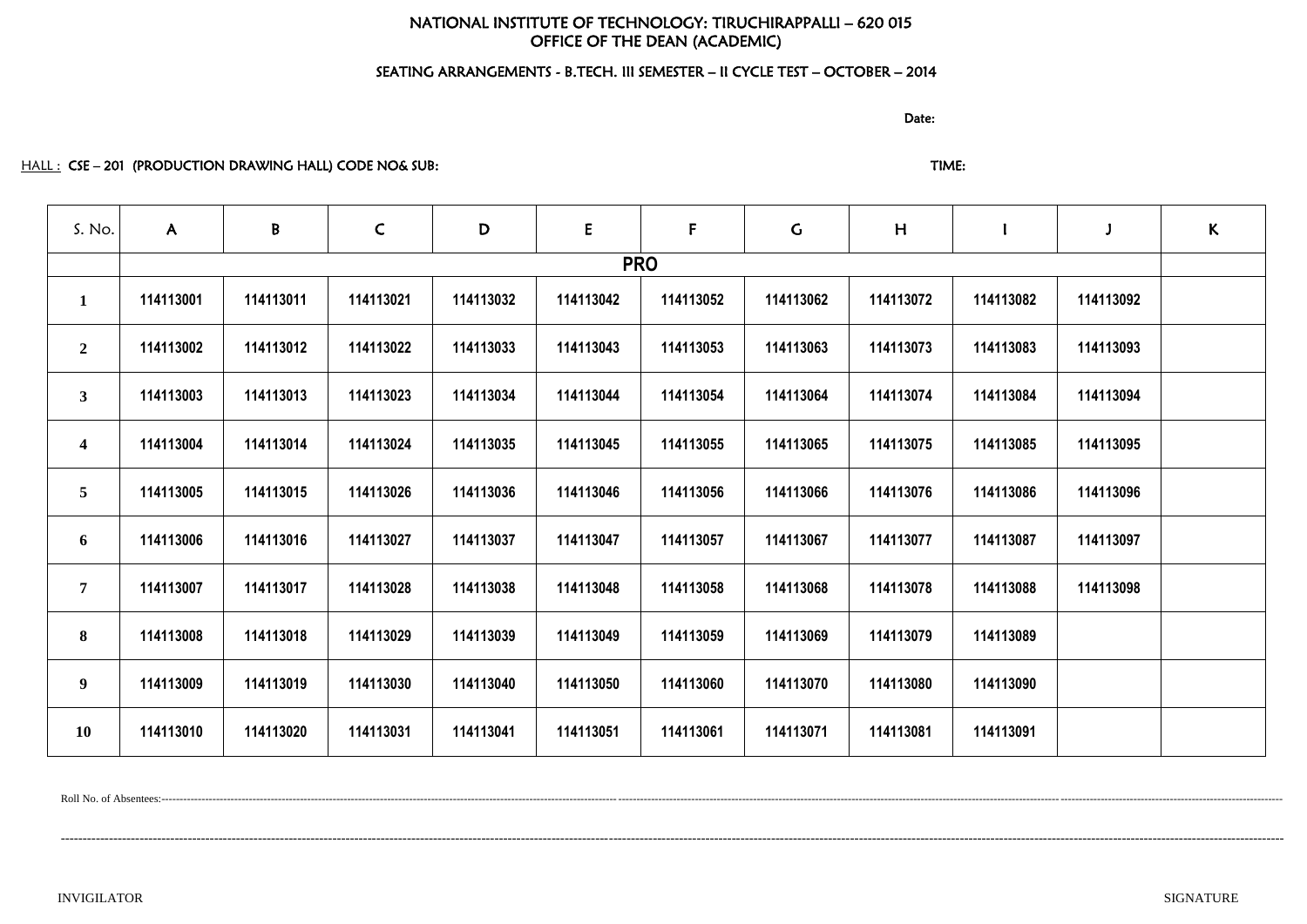# NATIONAL INSTITUTE OF TECHNOLOGY: TIRUCHIRAPPALLI – 620 015
## OFFICE OF THE DEAN (ACADEMIC)

### SEATING ARRANGEMENTS - B.TECH. III SEMESTER – II CYCLE TEST – OCTOBER – 2014

Date:

HALL : CSE – 201 (PRODUCTION DRAWING HALL) CODE NO& SUB: TIME:

| S. No. | A | B | C | D | E | F | G | H | I | J | K |
|---|---|---|---|---|---|---|---|---|---|---|---|
| | PRO | | | | | | | | | | |
| **1** | 114113001 | 114113011 | 114113021 | 114113032 | 114113042 | 114113052 | 114113062 | 114113072 | 114113082 | 114113092 | |
| **2** | 114113002 | 114113012 | 114113022 | 114113033 | 114113043 | 114113053 | 114113063 | 114113073 | 114113083 | 114113093 | |
| **3** | 114113003 | 114113013 | 114113023 | 114113034 | 114113044 | 114113054 | 114113064 | 114113074 | 114113084 | 114113094 | |
| **4** | 114113004 | 114113014 | 114113024 | 114113035 | 114113045 | 114113055 | 114113065 | 114113075 | 114113085 | 114113095 | |
| **5** | 114113005 | 114113015 | 114113026 | 114113036 | 114113046 | 114113056 | 114113066 | 114113076 | 114113086 | 114113096 | |
| **6** | 114113006 | 114113016 | 114113027 | 114113037 | 114113047 | 114113057 | 114113067 | 114113077 | 114113087 | 114113097 | |
| **7** | 114113007 | 114113017 | 114113028 | 114113038 | 114113048 | 114113058 | 114113068 | 114113078 | 114113088 | 114113098 | |
| **8** | 114113008 | 114113018 | 114113029 | 114113039 | 114113049 | 114113059 | 114113069 | 114113079 | 114113089 | | |
| **9** | 114113009 | 114113019 | 114113030 | 114113040 | 114113050 | 114113060 | 114113070 | 114113080 | 114113090 | | |
| **10** | 114113010 | 114113020 | 114113031 | 114113041 | 114113051 | 114113061 | 114113071 | 114113081 | 114113091 | | |

Roll No. of Absentees:------------------------------------------------------------------------------------------------------------------------------------------------------------------------------------------------

------------------------------------------------------------------------------------------------------------------------------------------------------------------------------------------------------------------

INVIGILATOR SIGNATURE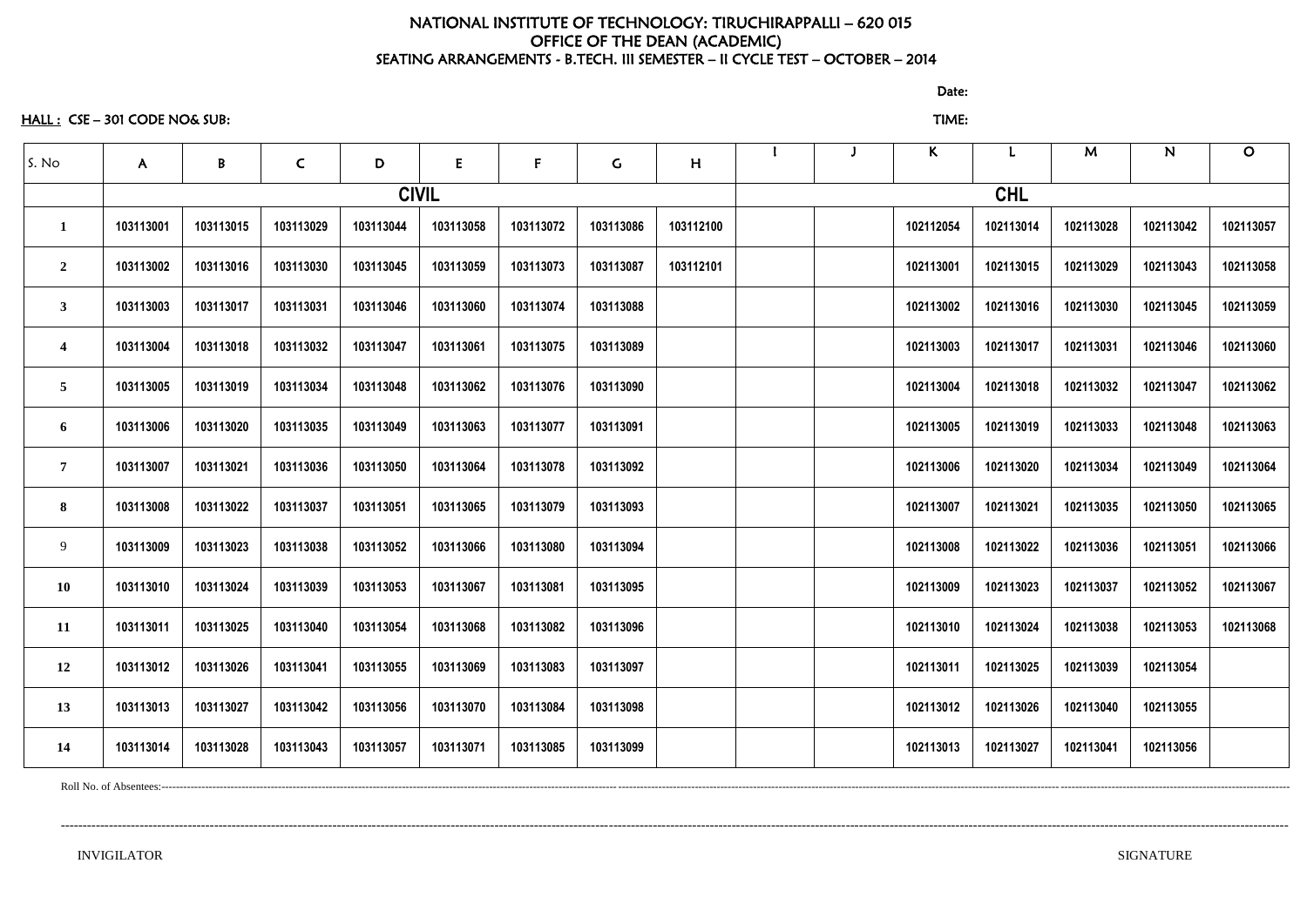NATIONAL INSTITUTE OF TECHNOLOGY: TIRUCHIRAPPALLI – 620 015
OFFICE OF THE DEAN (ACADEMIC)
SEATING ARRANGEMENTS - B.TECH. III SEMESTER – II CYCLE TEST – OCTOBER – 2014

Date:

**HALL :** CSE – 301 CODE NO& SUB:

TIME:

| S. No | A | B | C | D | E | F | G | H | I | J | K | L | M | N | O |
|---|---|---|---|---|---|---|---|---|---|---|---|---|---|---|---|
| | CIVIL | | | | | | | | | | CHL | | | | |
| 1 | 103113001 | 103113015 | 103113029 | 103113044 | 103113058 | 103113072 | 103113086 | 103112100 | | | 102112054 | 102113014 | 102113028 | 102113042 | 102113057 |
| 2 | 103113002 | 103113016 | 103113030 | 103113045 | 103113059 | 103113073 | 103113087 | 103112101 | | | 102113001 | 102113015 | 102113029 | 102113043 | 102113058 |
| 3 | 103113003 | 103113017 | 103113031 | 103113046 | 103113060 | 103113074 | 103113088 | | | | 102113002 | 102113016 | 102113030 | 102113045 | 102113059 |
| 4 | 103113004 | 103113018 | 103113032 | 103113047 | 103113061 | 103113075 | 103113089 | | | | 102113003 | 102113017 | 102113031 | 102113046 | 102113060 |
| 5 | 103113005 | 103113019 | 103113034 | 103113048 | 103113062 | 103113076 | 103113090 | | | | 102113004 | 102113018 | 102113032 | 102113047 | 102113062 |
| 6 | 103113006 | 103113020 | 103113035 | 103113049 | 103113063 | 103113077 | 103113091 | | | | 102113005 | 102113019 | 102113033 | 102113048 | 102113063 |
| 7 | 103113007 | 103113021 | 103113036 | 103113050 | 103113064 | 103113078 | 103113092 | | | | 102113006 | 102113020 | 102113034 | 102113049 | 102113064 |
| 8 | 103113008 | 103113022 | 103113037 | 103113051 | 103113065 | 103113079 | 103113093 | | | | 102113007 | 102113021 | 102113035 | 102113050 | 102113065 |
| 9 | 103113009 | 103113023 | 103113038 | 103113052 | 103113066 | 103113080 | 103113094 | | | | 102113008 | 102113022 | 102113036 | 102113051 | 102113066 |
| 10 | 103113010 | 103113024 | 103113039 | 103113053 | 103113067 | 103113081 | 103113095 | | | | 102113009 | 102113023 | 102113037 | 102113052 | 102113067 |
| 11 | 103113011 | 103113025 | 103113040 | 103113054 | 103113068 | 103113082 | 103113096 | | | | 102113010 | 102113024 | 102113038 | 102113053 | 102113068 |
| 12 | 103113012 | 103113026 | 103113041 | 103113055 | 103113069 | 103113083 | 103113097 | | | | 102113011 | 102113025 | 102113039 | 102113054 | |
| 13 | 103113013 | 103113027 | 103113042 | 103113056 | 103113070 | 103113084 | 103113098 | | | | 102113012 | 102113026 | 102113040 | 102113055 | |
| 14 | 103113014 | 103113028 | 103113043 | 103113057 | 103113071 | 103113085 | 103113099 | | | | 102113013 | 102113027 | 102113041 | 102113056 | |

Roll No. of Absentees:------------------------------------------------------------------------------------------------------------------------------------------------

------------------------------------------------------------------------------------------------------------------------------------------------

INVIGILATOR SIGNATURE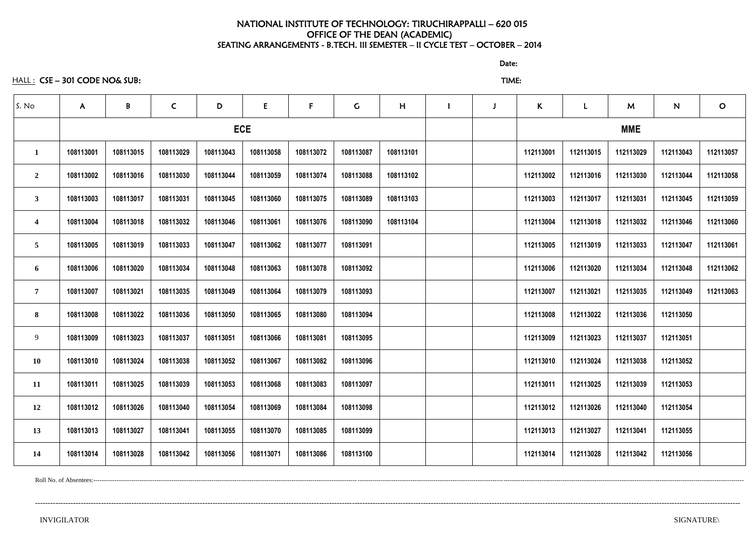NATIONAL INSTITUTE OF TECHNOLOGY: TIRUCHIRAPPALLI – 620 015
OFFICE OF THE DEAN (ACADEMIC)
SEATING ARRANGEMENTS - B.TECH. III SEMESTER – II CYCLE TEST – OCTOBER – 2014

Date:

HALL : CSE – 301 CODE NO& SUB: TIME:

| S. No | A | B | C | D | E | F | G | H | I | J | K | L | M | N | O |
|---|---|---|---|---|---|---|---|---|---|---|---|---|---|---|---|
| | ECE | | | | | | | | | | MME | | | | |
| 1 | 108113001 | 108113015 | 108113029 | 108113043 | 108113058 | 108113072 | 108113087 | 108113101 | | | 112113001 | 112113015 | 112113029 | 112113043 | 112113057 |
| 2 | 108113002 | 108113016 | 108113030 | 108113044 | 108113059 | 108113074 | 108113088 | 108113102 | | | 112113002 | 112113016 | 112113030 | 112113044 | 112113058 |
| 3 | 108113003 | 108113017 | 108113031 | 108113045 | 108113060 | 108113075 | 108113089 | 108113103 | | | 112113003 | 112113017 | 112113031 | 112113045 | 112113059 |
| 4 | 108113004 | 108113018 | 108113032 | 108113046 | 108113061 | 108113076 | 108113090 | 108113104 | | | 112113004 | 112113018 | 112113032 | 112113046 | 112113060 |
| 5 | 108113005 | 108113019 | 108113033 | 108113047 | 108113062 | 108113077 | 108113091 | | | | 112113005 | 112113019 | 112113033 | 112113047 | 112113061 |
| 6 | 108113006 | 108113020 | 108113034 | 108113048 | 108113063 | 108113078 | 108113092 | | | | 112113006 | 112113020 | 112113034 | 112113048 | 112113062 |
| 7 | 108113007 | 108113021 | 108113035 | 108113049 | 108113064 | 108113079 | 108113093 | | | | 112113007 | 112113021 | 112113035 | 112113049 | 112113063 |
| 8 | 108113008 | 108113022 | 108113036 | 108113050 | 108113065 | 108113080 | 108113094 | | | | 112113008 | 112113022 | 112113036 | 112113050 | |
| 9 | 108113009 | 108113023 | 108113037 | 108113051 | 108113066 | 108113081 | 108113095 | | | | 112113009 | 112113023 | 112113037 | 112113051 | |
| 10 | 108113010 | 108113024 | 108113038 | 108113052 | 108113067 | 108113082 | 108113096 | | | | 112113010 | 112113024 | 112113038 | 112113052 | |
| 11 | 108113011 | 108113025 | 108113039 | 108113053 | 108113068 | 108113083 | 108113097 | | | | 112113011 | 112113025 | 112113039 | 112113053 | |
| 12 | 108113012 | 108113026 | 108113040 | 108113054 | 108113069 | 108113084 | 108113098 | | | | 112113012 | 112113026 | 112113040 | 112113054 | |
| 13 | 108113013 | 108113027 | 108113041 | 108113055 | 108113070 | 108113085 | 108113099 | | | | 112113013 | 112113027 | 112113041 | 112113055 | |
| 14 | 108113014 | 108113028 | 108113042 | 108113056 | 108113071 | 108113086 | 108113100 | | | | 112113014 | 112113028 | 112113042 | 112113056 | |

Roll No. of Absentees:------------------------------------------------------------------------------------------------------------------------------------------------

------------------------------------------------------------------------------------------------------------------------------------------------

INVIGILATOR SIGNATURE\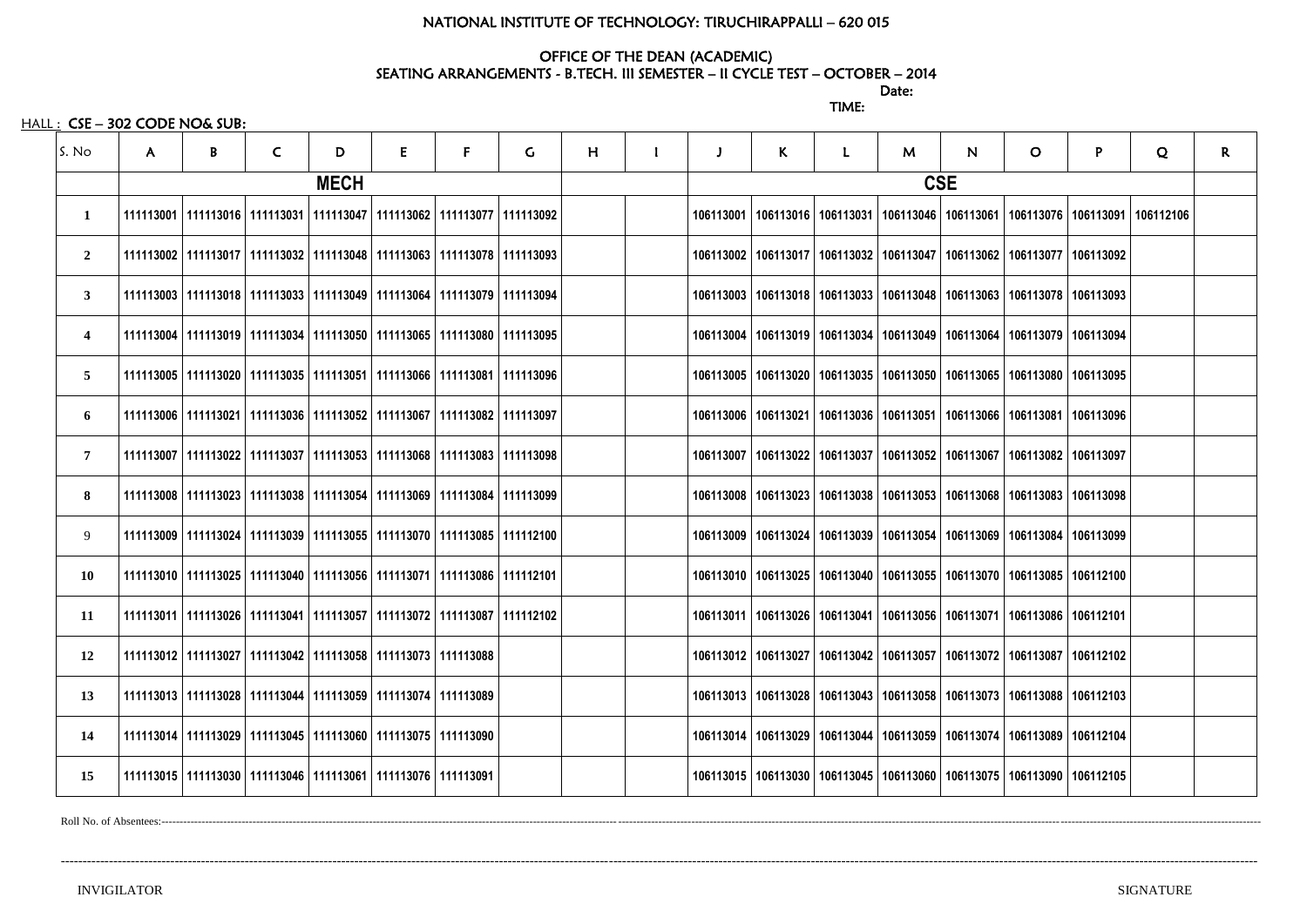NATIONAL INSTITUTE OF TECHNOLOGY: TIRUCHIRAPPALLI – 620 015

OFFICE OF THE DEAN (ACADEMIC)
SEATING ARRANGEMENTS - B.TECH. III SEMESTER – II CYCLE TEST – OCTOBER – 2014

Date:

TIME:

HALL : CSE – 302 CODE NO& SUB:

| S. No | A | B | C | D | E | F | G | H | I | J | K | L | M | N | O | P | Q | R |
|---|---|---|---|---|---|---|---|---|---|---|---|---|---|---|---|---|---|---|
| | MECH | | | | | | | | | CSE | | | | | | | | |
| 1 | 111113001 | 111113016 | 111113031 | 111113047 | 111113062 | 111113077 | 111113092 | | | 106113001 | 106113016 | 106113031 | 106113046 | 106113061 | 106113076 | 106113091 | 106112106 | |
| 2 | 111113002 | 111113017 | 111113032 | 111113048 | 111113063 | 111113078 | 111113093 | | | 106113002 | 106113017 | 106113032 | 106113047 | 106113062 | 106113077 | 106113092 | | |
| 3 | 111113003 | 111113018 | 111113033 | 111113049 | 111113064 | 111113079 | 111113094 | | | 106113003 | 106113018 | 106113033 | 106113048 | 106113063 | 106113078 | 106113093 | | |
| 4 | 111113004 | 111113019 | 111113034 | 111113050 | 111113065 | 111113080 | 111113095 | | | 106113004 | 106113019 | 106113034 | 106113049 | 106113064 | 106113079 | 106113094 | | |
| 5 | 111113005 | 111113020 | 111113035 | 111113051 | 111113066 | 111113081 | 111113096 | | | 106113005 | 106113020 | 106113035 | 106113050 | 106113065 | 106113080 | 106113095 | | |
| 6 | 111113006 | 111113021 | 111113036 | 111113052 | 111113067 | 111113082 | 111113097 | | | 106113006 | 106113021 | 106113036 | 106113051 | 106113066 | 106113081 | 106113096 | | |
| 7 | 111113007 | 111113022 | 111113037 | 111113053 | 111113068 | 111113083 | 111113098 | | | 106113007 | 106113022 | 106113037 | 106113052 | 106113067 | 106113082 | 106113097 | | |
| 8 | 111113008 | 111113023 | 111113038 | 111113054 | 111113069 | 111113084 | 111113099 | | | 106113008 | 106113023 | 106113038 | 106113053 | 106113068 | 106113083 | 106113098 | | |
| 9 | 111113009 | 111113024 | 111113039 | 111113055 | 111113070 | 111113085 | 111112100 | | | 106113009 | 106113024 | 106113039 | 106113054 | 106113069 | 106113084 | 106113099 | | |
| 10 | 111113010 | 111113025 | 111113040 | 111113056 | 111113071 | 111113086 | 111112101 | | | 106113010 | 106113025 | 106113040 | 106113055 | 106113070 | 106113085 | 106112100 | | |
| 11 | 111113011 | 111113026 | 111113041 | 111113057 | 111113072 | 111113087 | 111112102 | | | 106113011 | 106113026 | 106113041 | 106113056 | 106113071 | 106113086 | 106112101 | | |
| 12 | 111113012 | 111113027 | 111113042 | 111113058 | 111113073 | 111113088 | | | | 106113012 | 106113027 | 106113042 | 106113057 | 106113072 | 106113087 | 106112102 | | |
| 13 | 111113013 | 111113028 | 111113044 | 111113059 | 111113074 | 111113089 | | | | 106113013 | 106113028 | 106113043 | 106113058 | 106113073 | 106113088 | 106112103 | | |
| 14 | 111113014 | 111113029 | 111113045 | 111113060 | 111113075 | 111113090 | | | | 106113014 | 106113029 | 106113044 | 106113059 | 106113074 | 106113089 | 106112104 | | |
| 15 | 111113015 | 111113030 | 111113046 | 111113061 | 111113076 | 111113091 | | | | 106113015 | 106113030 | 106113045 | 106113060 | 106113075 | 106113090 | 106112105 | | |

Roll No. of Absentees:------------------------------------------------------------------------------------------------------------------------------------------------

INVIGILATOR SIGNATURE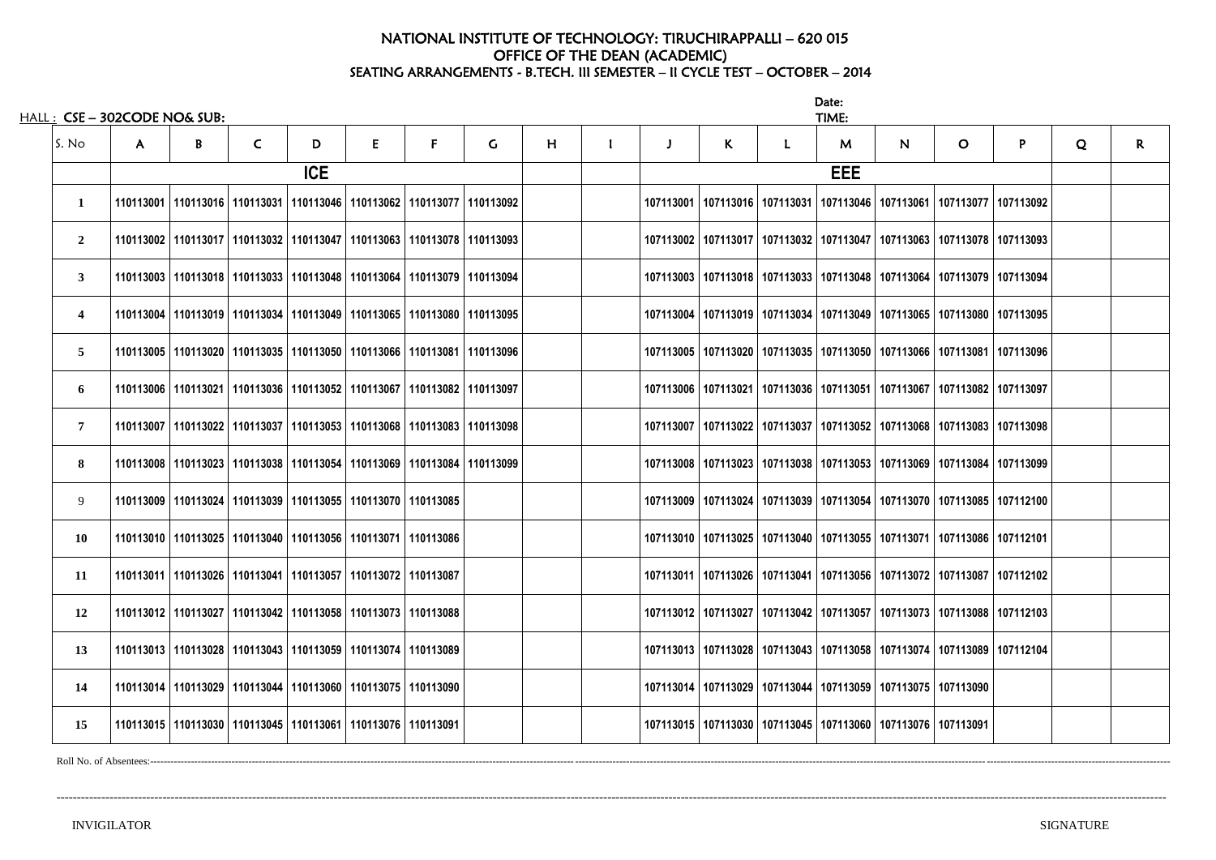NATIONAL INSTITUTE OF TECHNOLOGY: TIRUCHIRAPPALLI – 620 015
OFFICE OF THE DEAN (ACADEMIC)
SEATING ARRANGEMENTS - B.TECH. III SEMESTER – II CYCLE TEST – OCTOBER – 2014

HALL : CSE – 302CODE NO& SUB:

Date:
TIME:

| S. No | A | B | C | D | E | F | G | H | I | J | K | L | M | N | O | P | Q | R |
|---|---|---|---|---|---|---|---|---|---|---|---|---|---|---|---|---|---|---|
| | ICE | | | | | | | | | EEE | | | | | | | | |
| 1 | 110113001 | 110113016 | 110113031 | 110113046 | 110113062 | 110113077 | 110113092 | | | 107113001 | 107113016 | 107113031 | 107113046 | 107113061 | 107113077 | 107113092 | | |
| 2 | 110113002 | 110113017 | 110113032 | 110113047 | 110113063 | 110113078 | 110113093 | | | 107113002 | 107113017 | 107113032 | 107113047 | 107113063 | 107113078 | 107113093 | | |
| 3 | 110113003 | 110113018 | 110113033 | 110113048 | 110113064 | 110113079 | 110113094 | | | 107113003 | 107113018 | 107113033 | 107113048 | 107113064 | 107113079 | 107113094 | | |
| 4 | 110113004 | 110113019 | 110113034 | 110113049 | 110113065 | 110113080 | 110113095 | | | 107113004 | 107113019 | 107113034 | 107113049 | 107113065 | 107113080 | 107113095 | | |
| 5 | 110113005 | 110113020 | 110113035 | 110113050 | 110113066 | 110113081 | 110113096 | | | 107113005 | 107113020 | 107113035 | 107113050 | 107113066 | 107113081 | 107113096 | | |
| 6 | 110113006 | 110113021 | 110113036 | 110113052 | 110113067 | 110113082 | 110113097 | | | 107113006 | 107113021 | 107113036 | 107113051 | 107113067 | 107113082 | 107113097 | | |
| 7 | 110113007 | 110113022 | 110113037 | 110113053 | 110113068 | 110113083 | 110113098 | | | 107113007 | 107113022 | 107113037 | 107113052 | 107113068 | 107113083 | 107113098 | | |
| 8 | 110113008 | 110113023 | 110113038 | 110113054 | 110113069 | 110113084 | 110113099 | | | 107113008 | 107113023 | 107113038 | 107113053 | 107113069 | 107113084 | 107113099 | | |
| 9 | 110113009 | 110113024 | 110113039 | 110113055 | 110113070 | 110113085 | | | | 107113009 | 107113024 | 107113039 | 107113054 | 107113070 | 107113085 | 107112100 | | |
| 10 | 110113010 | 110113025 | 110113040 | 110113056 | 110113071 | 110113086 | | | | 107113010 | 107113025 | 107113040 | 107113055 | 107113071 | 107113086 | 107112101 | | |
| 11 | 110113011 | 110113026 | 110113041 | 110113057 | 110113072 | 110113087 | | | | 107113011 | 107113026 | 107113041 | 107113056 | 107113072 | 107113087 | 107112102 | | |
| 12 | 110113012 | 110113027 | 110113042 | 110113058 | 110113073 | 110113088 | | | | 107113012 | 107113027 | 107113042 | 107113057 | 107113073 | 107113088 | 107112103 | | |
| 13 | 110113013 | 110113028 | 110113043 | 110113059 | 110113074 | 110113089 | | | | 107113013 | 107113028 | 107113043 | 107113058 | 107113074 | 107113089 | 107112104 | | |
| 14 | 110113014 | 110113029 | 110113044 | 110113060 | 110113075 | 110113090 | | | | 107113014 | 107113029 | 107113044 | 107113059 | 107113075 | 107113090 | | | |
| 15 | 110113015 | 110113030 | 110113045 | 110113061 | 110113076 | 110113091 | | | | 107113015 | 107113030 | 107113045 | 107113060 | 107113076 | 107113091 | | | |

Roll No. of Absentees:----------------------------------------------------------------------------------------------------

INVIGILATOR

SIGNATURE